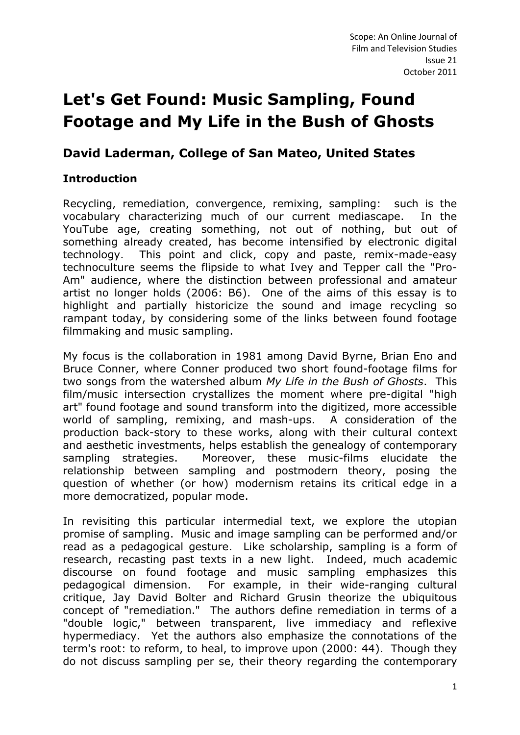# Let's Get Found: Music Sampling, Found Footage and My Life in the Bush of Ghosts

## David Laderman, College of San Mateo, United States

### Introduction

Recycling, remediation, convergence, remixing, sampling: such is the vocabulary characterizing much of our current mediascape. In the YouTube age, creating something, not out of nothing, but out of something already created, has become intensified by electronic digital technology. This point and click, copy and paste, remix-made-easy technoculture seems the flipside to what Ivey and Tepper call the "Pro-Am" audience, where the distinction between professional and amateur artist no longer holds (2006: B6). One of the aims of this essay is to highlight and partially historicize the sound and image recycling so rampant today, by considering some of the links between found footage filmmaking and music sampling.

My focus is the collaboration in 1981 among David Byrne, Brian Eno and Bruce Conner, where Conner produced two short found-footage films for two songs from the watershed album *My Life in the Bush of Ghosts*. This film/music intersection crystallizes the moment where pre-digital "high art" found footage and sound transform into the digitized, more accessible world of sampling, remixing, and mash-ups. A consideration of the production back-story to these works, along with their cultural context and aesthetic investments, helps establish the genealogy of contemporary sampling strategies. Moreover, these music-films elucidate the relationship between sampling and postmodern theory, posing the question of whether (or how) modernism retains its critical edge in a more democratized, popular mode.

In revisiting this particular intermedial text, we explore the utopian promise of sampling. Music and image sampling can be performed and/or read as a pedagogical gesture. Like scholarship, sampling is a form of research, recasting past texts in a new light. Indeed, much academic discourse on found footage and music sampling emphasizes this pedagogical dimension. For example, in their wide-ranging cultural critique, Jay David Bolter and Richard Grusin theorize the ubiquitous concept of "remediation." The authors define remediation in terms of a "double logic," between transparent, live immediacy and reflexive hypermediacy. Yet the authors also emphasize the connotations of the term's root: to reform, to heal, to improve upon (2000: 44). Though they do not discuss sampling per se, their theory regarding the contemporary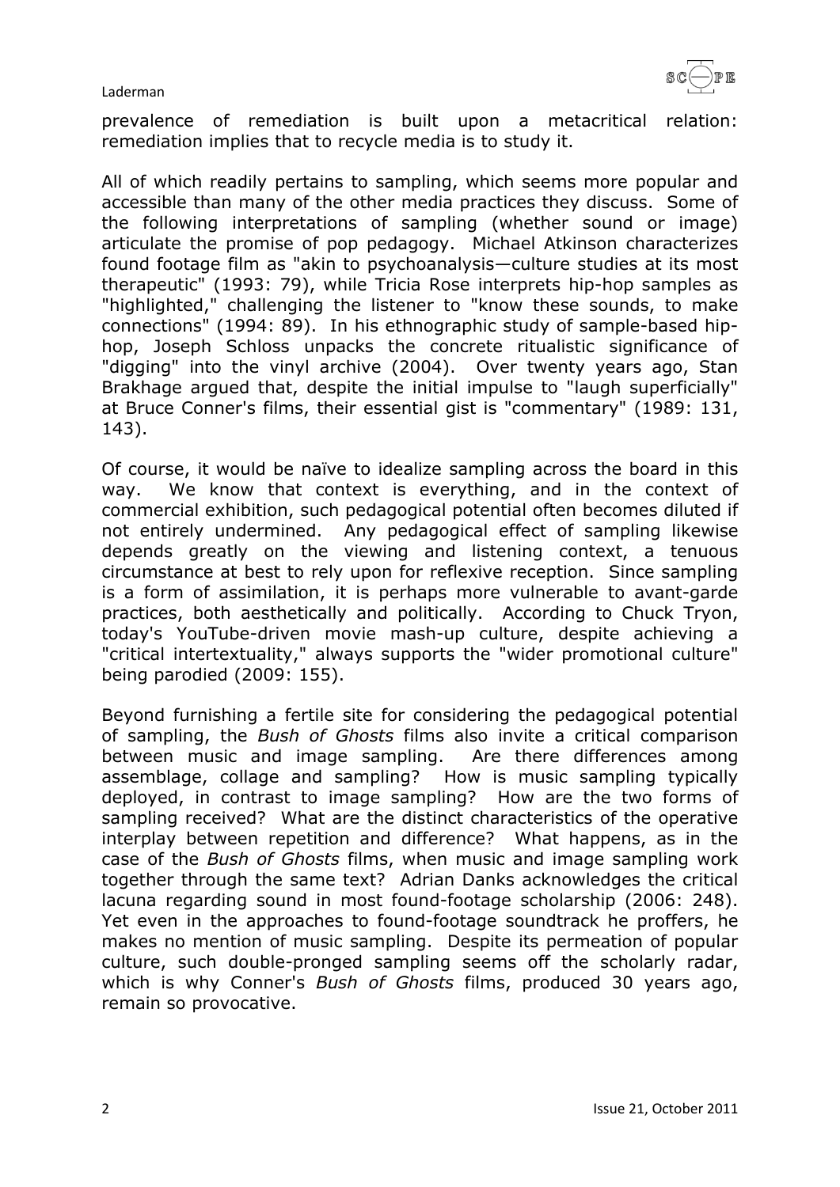prevalence of remediation is built upon a metacritical relation: remediation implies that to recycle media is to study it.

All of which readily pertains to sampling, which seems more popular and accessible than many of the other media practices they discuss. Some of the following interpretations of sampling (whether sound or image) articulate the promise of pop pedagogy. Michael Atkinson characterizes found footage film as "akin to psychoanalysis—culture studies at its most therapeutic" (1993: 79), while Tricia Rose interprets hip-hop samples as "highlighted," challenging the listener to "know these sounds, to make connections" (1994: 89). In his ethnographic study of sample-based hip-hop, Joseph Schloss unpacks the concrete ritualistic significance of "digging" into the vinyl archive (2004). Over twenty years ago, Stan Brakhage argued that, despite the initial impulse to "laugh superficially" at Bruce Conner's films, their essential gist is "commentary" (1989: 131, 143).

Of course, it would be naïve to idealize sampling across the board in this way. We know that context is everything, and in the context of commercial exhibition, such pedagogical potential often becomes diluted if not entirely undermined. Any pedagogical effect of sampling likewise depends greatly on the viewing and listening context, a tenuous circumstance at best to rely upon for reflexive reception. Since sampling is a form of assimilation, it is perhaps more vulnerable to avant-garde practices, both aesthetically and politically. According to Chuck Tryon, today's YouTube-driven movie mash-up culture, despite achieving a "critical intertextuality," always supports the "wider promotional culture" being parodied (2009: 155).

Beyond furnishing a fertile site for considering the pedagogical potential of sampling, the *Bush of Ghosts* films also invite a critical comparison between music and image sampling. Are there differences among assemblage, collage and sampling? How is music sampling typically deployed, in contrast to image sampling? How are the two forms of sampling received? What are the distinct characteristics of the operative interplay between repetition and difference? What happens, as in the case of the *Bush of Ghosts* films, when music and image sampling work together through the same text? Adrian Danks acknowledges the critical lacuna regarding sound in most found-footage scholarship (2006: 248). Yet even in the approaches to found-footage soundtrack he proffers, he makes no mention of music sampling. Despite its permeation of popular culture, such double-pronged sampling seems off the scholarly radar, which is why Conner's *Bush of Ghosts* films, produced 30 years ago, remain so provocative.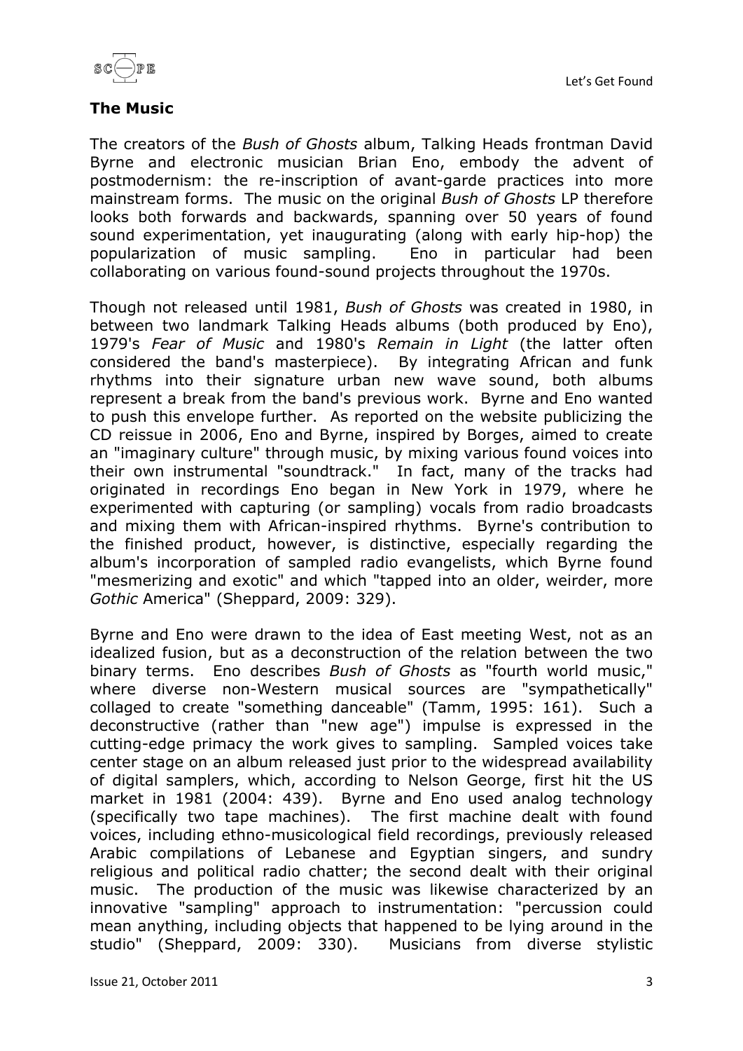## The Music

The creators of the *Bush of Ghosts* album, Talking Heads frontman David Byrne and electronic musician Brian Eno, embody the advent of postmodernism: the re-inscription of avant-garde practices into more mainstream forms. The music on the original *Bush of Ghosts* LP therefore looks both forwards and backwards, spanning over 50 years of found sound experimentation, yet inaugurating (along with early hip-hop) the popularization of music sampling. Eno in particular had been collaborating on various found-sound projects throughout the 1970s.

Though not released until 1981, *Bush of Ghosts* was created in 1980, in between two landmark Talking Heads albums (both produced by Eno), 1979's *Fear of Music* and 1980's *Remain in Light* (the latter often considered the band's masterpiece). By integrating African and funk rhythms into their signature urban new wave sound, both albums represent a break from the band's previous work. Byrne and Eno wanted to push this envelope further. As reported on the website publicizing the CD reissue in 2006, Eno and Byrne, inspired by Borges, aimed to create an "imaginary culture" through music, by mixing various found voices into their own instrumental "soundtrack." In fact, many of the tracks had originated in recordings Eno began in New York in 1979, where he experimented with capturing (or sampling) vocals from radio broadcasts and mixing them with African-inspired rhythms. Byrne's contribution to the finished product, however, is distinctive, especially regarding the album's incorporation of sampled radio evangelists, which Byrne found "mesmerizing and exotic" and which "tapped into an older, weirder, more *Gothic* America" (Sheppard, 2009: 329).

Byrne and Eno were drawn to the idea of East meeting West, not as an idealized fusion, but as a deconstruction of the relation between the two binary terms. Eno describes *Bush of Ghosts* as "fourth world music," where diverse non-Western musical sources are "sympathetically" collaged to create "something danceable" (Tamm, 1995: 161). Such a deconstructive (rather than "new age") impulse is expressed in the cutting-edge primacy the work gives to sampling. Sampled voices take center stage on an album released just prior to the widespread availability of digital samplers, which, according to Nelson George, first hit the US market in 1981 (2004: 439). Byrne and Eno used analog technology (specifically two tape machines). The first machine dealt with found voices, including ethno-musicological field recordings, previously released Arabic compilations of Lebanese and Egyptian singers, and sundry religious and political radio chatter; the second dealt with their original music. The production of the music was likewise characterized by an innovative "sampling" approach to instrumentation: "percussion could mean anything, including objects that happened to be lying around in the studio" (Sheppard, 2009: 330). Musicians from diverse stylistic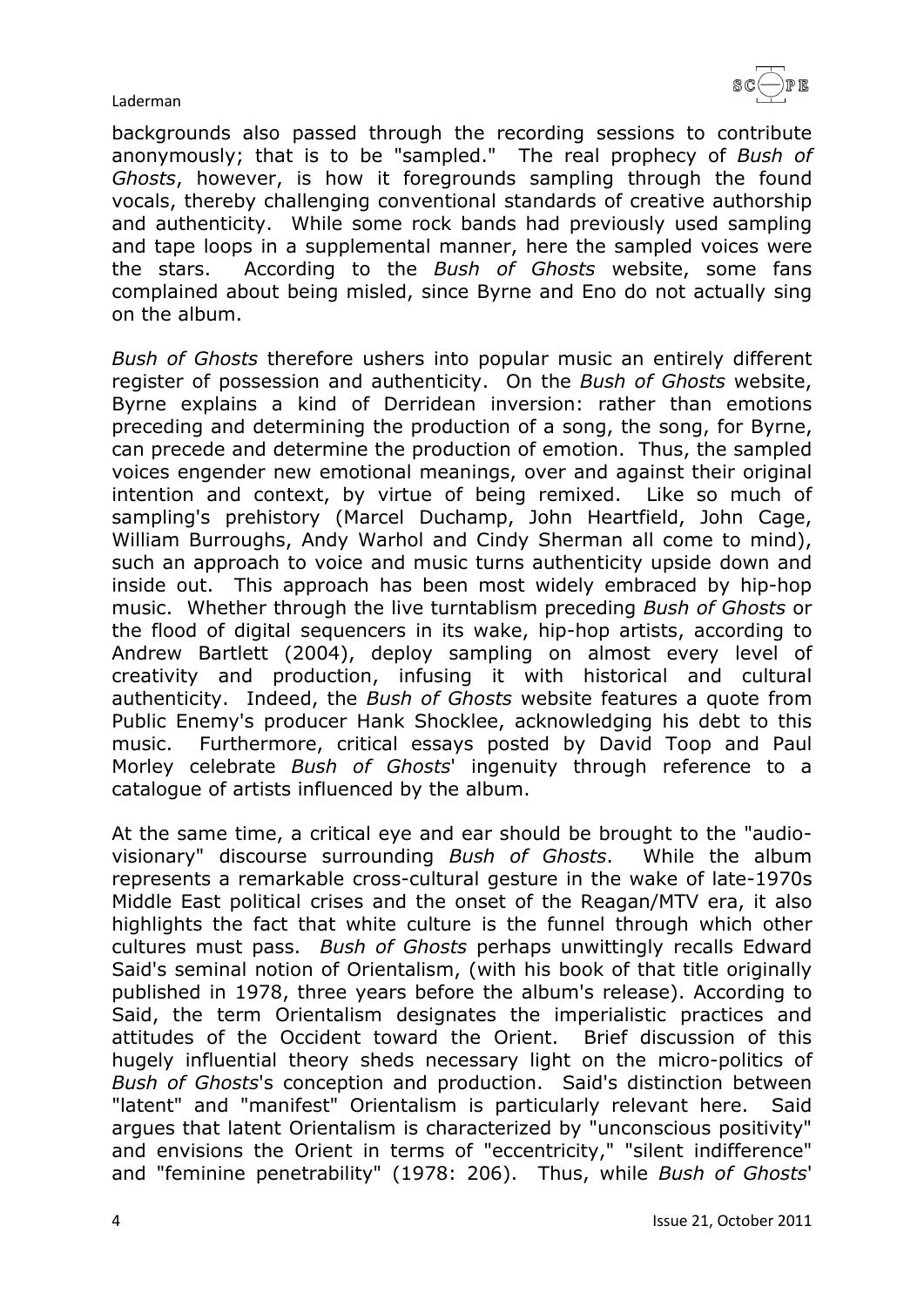backgrounds also passed through the recording sessions to contribute anonymously; that is to be "sampled." The real prophecy of *Bush of Ghosts*, however, is how it foregrounds sampling through the found vocals, thereby challenging conventional standards of creative authorship and authenticity. While some rock bands had previously used sampling and tape loops in a supplemental manner, here the sampled voices were the stars. According to the *Bush of Ghosts* website, some fans complained about being misled, since Byrne and Eno do not actually sing on the album.

*Bush of Ghosts* therefore ushers into popular music an entirely different register of possession and authenticity. On the *Bush of Ghosts* website, Byrne explains a kind of Derridean inversion: rather than emotions preceding and determining the production of a song, the song, for Byrne, can precede and determine the production of emotion. Thus, the sampled voices engender new emotional meanings, over and against their original intention and context, by virtue of being remixed. Like so much of sampling's prehistory (Marcel Duchamp, John Heartfield, John Cage, William Burroughs, Andy Warhol and Cindy Sherman all come to mind), such an approach to voice and music turns authenticity upside down and inside out. This approach has been most widely embraced by hip-hop music. Whether through the live turntablism preceding *Bush of Ghosts* or the flood of digital sequencers in its wake, hip-hop artists, according to Andrew Bartlett (2004), deploy sampling on almost every level of creativity and production, infusing it with historical and cultural authenticity. Indeed, the *Bush of Ghosts* website features a quote from Public Enemy's producer Hank Shocklee, acknowledging his debt to this music. Furthermore, critical essays posted by David Toop and Paul Morley celebrate *Bush of Ghosts*' ingenuity through reference to a catalogue of artists influenced by the album.

At the same time, a critical eye and ear should be brought to the "audio-visionary" discourse surrounding *Bush of Ghosts*. While the album represents a remarkable cross-cultural gesture in the wake of late-1970s Middle East political crises and the onset of the Reagan/MTV era, it also highlights the fact that white culture is the funnel through which other cultures must pass. *Bush of Ghosts* perhaps unwittingly recalls Edward Said's seminal notion of Orientalism, (with his book of that title originally published in 1978, three years before the album's release). According to Said, the term Orientalism designates the imperialistic practices and attitudes of the Occident toward the Orient. Brief discussion of this hugely influential theory sheds necessary light on the micro-politics of *Bush of Ghosts*'s conception and production. Said's distinction between "latent" and "manifest" Orientalism is particularly relevant here. Said argues that latent Orientalism is characterized by "unconscious positivity" and envisions the Orient in terms of "eccentricity," "silent indifference" and "feminine penetrability" (1978: 206). Thus, while *Bush of Ghosts*'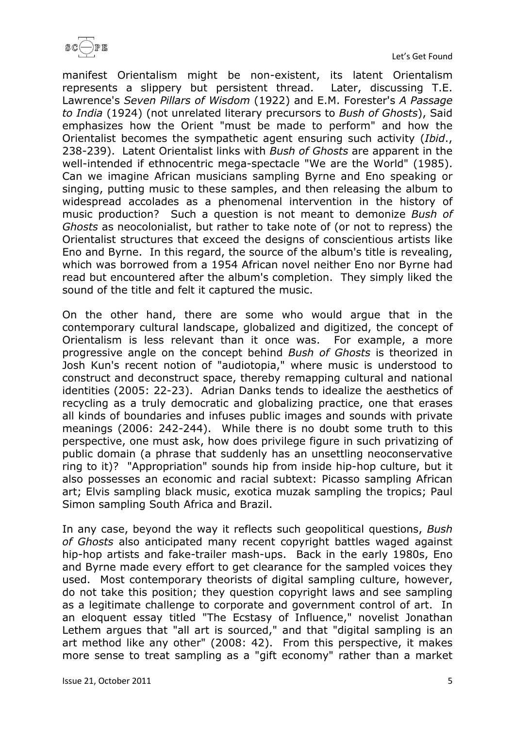manifest Orientalism might be non-existent, its latent Orientalism represents a slippery but persistent thread. Later, discussing T.E. Lawrence's *Seven Pillars of Wisdom* (1922) and E.M. Forester's *A Passage to India* (1924) (not unrelated literary precursors to *Bush of Ghosts*), Said emphasizes how the Orient "must be made to perform" and how the Orientalist becomes the sympathetic agent ensuring such activity (*Ibid*., 238-239). Latent Orientalist links with *Bush of Ghosts* are apparent in the well-intended if ethnocentric mega-spectacle "We are the World" (1985). Can we imagine African musicians sampling Byrne and Eno speaking or singing, putting music to these samples, and then releasing the album to widespread accolades as a phenomenal intervention in the history of music production? Such a question is not meant to demonize *Bush of Ghosts* as neocolonialist, but rather to take note of (or not to repress) the Orientalist structures that exceed the designs of conscientious artists like Eno and Byrne. In this regard, the source of the album's title is revealing, which was borrowed from a 1954 African novel neither Eno nor Byrne had read but encountered after the album's completion. They simply liked the sound of the title and felt it captured the music.

On the other hand, there are some who would argue that in the contemporary cultural landscape, globalized and digitized, the concept of Orientalism is less relevant than it once was. For example, a more progressive angle on the concept behind *Bush of Ghosts* is theorized in Josh Kun's recent notion of "audiotopia," where music is understood to construct and deconstruct space, thereby remapping cultural and national identities (2005: 22-23). Adrian Danks tends to idealize the aesthetics of recycling as a truly democratic and globalizing practice, one that erases all kinds of boundaries and infuses public images and sounds with private meanings (2006: 242-244). While there is no doubt some truth to this perspective, one must ask, how does privilege figure in such privatizing of public domain (a phrase that suddenly has an unsettling neoconservative ring to it)? "Appropriation" sounds hip from inside hip-hop culture, but it also possesses an economic and racial subtext: Picasso sampling African art; Elvis sampling black music, exotica muzak sampling the tropics; Paul Simon sampling South Africa and Brazil.

In any case, beyond the way it reflects such geopolitical questions, *Bush of Ghosts* also anticipated many recent copyright battles waged against hip-hop artists and fake-trailer mash-ups. Back in the early 1980s, Eno and Byrne made every effort to get clearance for the sampled voices they used. Most contemporary theorists of digital sampling culture, however, do not take this position; they question copyright laws and see sampling as a legitimate challenge to corporate and government control of art. In an eloquent essay titled "The Ecstasy of Influence," novelist Jonathan Lethem argues that "all art is sourced," and that "digital sampling is an art method like any other" (2008: 42). From this perspective, it makes more sense to treat sampling as a "gift economy" rather than a market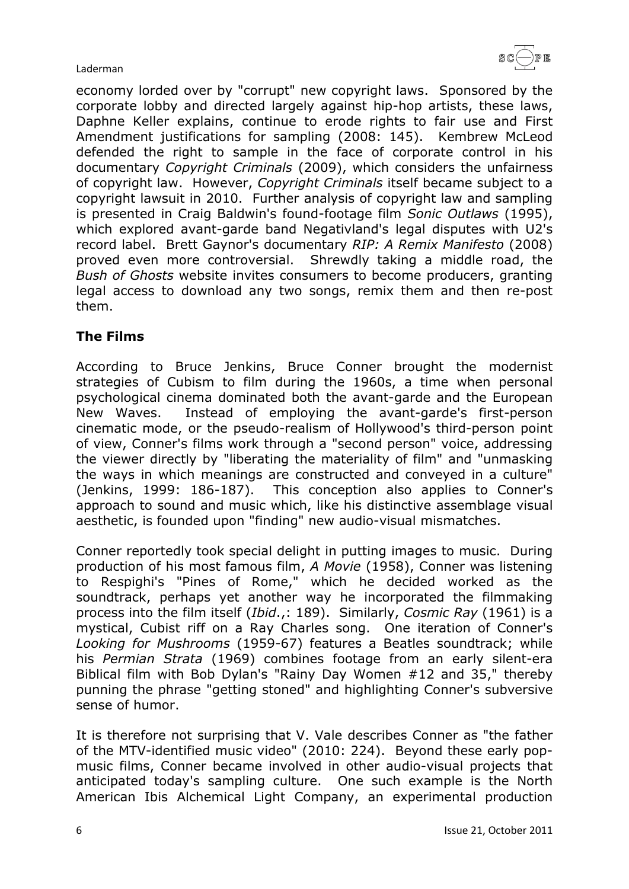economy lorded over by "corrupt" new copyright laws. Sponsored by the corporate lobby and directed largely against hip-hop artists, these laws, Daphne Keller explains, continue to erode rights to fair use and First Amendment justifications for sampling (2008: 145). Kembrew McLeod defended the right to sample in the face of corporate control in his documentary *Copyright Criminals* (2009), which considers the unfairness of copyright law. However, *Copyright Criminals* itself became subject to a copyright lawsuit in 2010. Further analysis of copyright law and sampling is presented in Craig Baldwin's found-footage film *Sonic Outlaws* (1995), which explored avant-garde band Negativland's legal disputes with U2's record label. Brett Gaynor's documentary *RIP: A Remix Manifesto* (2008) proved even more controversial. Shrewdly taking a middle road, the *Bush of Ghosts* website invites consumers to become producers, granting legal access to download any two songs, remix them and then re-post them.

## The Films

According to Bruce Jenkins, Bruce Conner brought the modernist strategies of Cubism to film during the 1960s, a time when personal psychological cinema dominated both the avant-garde and the European New Waves. Instead of employing the avant-garde's first-person cinematic mode, or the pseudo-realism of Hollywood's third-person point of view, Conner's films work through a "second person" voice, addressing the viewer directly by "liberating the materiality of film" and "unmasking the ways in which meanings are constructed and conveyed in a culture" (Jenkins, 1999: 186-187). This conception also applies to Conner's approach to sound and music which, like his distinctive assemblage visual aesthetic, is founded upon "finding" new audio-visual mismatches.

Conner reportedly took special delight in putting images to music. During production of his most famous film, *A Movie* (1958), Conner was listening to Respighi's "Pines of Rome," which he decided worked as the soundtrack, perhaps yet another way he incorporated the filmmaking process into the film itself (*Ibid*.,: 189). Similarly, *Cosmic Ray* (1961) is a mystical, Cubist riff on a Ray Charles song. One iteration of Conner's *Looking for Mushrooms* (1959-67) features a Beatles soundtrack; while his *Permian Strata* (1969) combines footage from an early silent-era Biblical film with Bob Dylan's "Rainy Day Women #12 and 35," thereby punning the phrase "getting stoned" and highlighting Conner's subversive sense of humor.

It is therefore not surprising that V. Vale describes Conner as "the father of the MTV-identified music video" (2010: 224). Beyond these early pop-music films, Conner became involved in other audio-visual projects that anticipated today's sampling culture. One such example is the North American Ibis Alchemical Light Company, an experimental production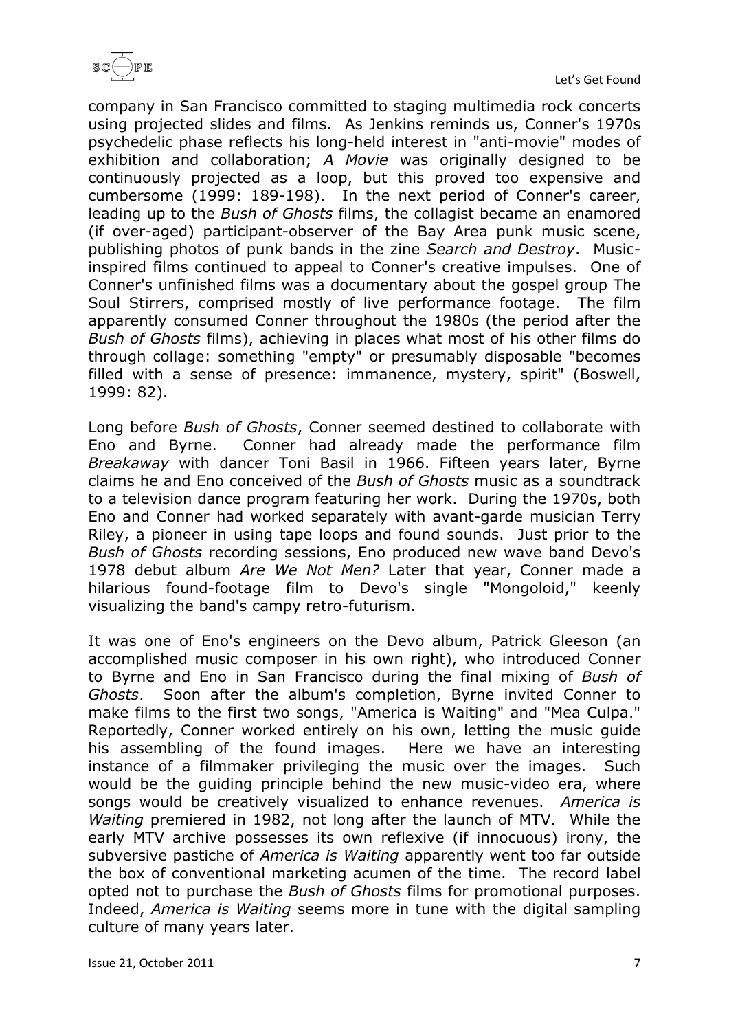company in San Francisco committed to staging multimedia rock concerts using projected slides and films. As Jenkins reminds us, Conner's 1970s psychedelic phase reflects his long-held interest in "anti-movie" modes of exhibition and collaboration; *A Movie* was originally designed to be continuously projected as a loop, but this proved too expensive and cumbersome (1999: 189-198). In the next period of Conner's career, leading up to the *Bush of Ghosts* films, the collagist became an enamored (if over-aged) participant-observer of the Bay Area punk music scene, publishing photos of punk bands in the zine *Search and Destroy*. Music-inspired films continued to appeal to Conner's creative impulses. One of Conner's unfinished films was a documentary about the gospel group The Soul Stirrers, comprised mostly of live performance footage. The film apparently consumed Conner throughout the 1980s (the period after the *Bush of Ghosts* films), achieving in places what most of his other films do through collage: something "empty" or presumably disposable "becomes filled with a sense of presence: immanence, mystery, spirit" (Boswell, 1999: 82).

Long before *Bush of Ghosts*, Conner seemed destined to collaborate with Eno and Byrne. Conner had already made the performance film *Breakaway* with dancer Toni Basil in 1966. Fifteen years later, Byrne claims he and Eno conceived of the *Bush of Ghosts* music as a soundtrack to a television dance program featuring her work. During the 1970s, both Eno and Conner had worked separately with avant-garde musician Terry Riley, a pioneer in using tape loops and found sounds. Just prior to the *Bush of Ghosts* recording sessions, Eno produced new wave band Devo's 1978 debut album *Are We Not Men?* Later that year, Conner made a hilarious found-footage film to Devo's single "Mongoloid," keenly visualizing the band's campy retro-futurism.

It was one of Eno's engineers on the Devo album, Patrick Gleeson (an accomplished music composer in his own right), who introduced Conner to Byrne and Eno in San Francisco during the final mixing of *Bush of Ghosts*. Soon after the album's completion, Byrne invited Conner to make films to the first two songs, "America is Waiting" and "Mea Culpa." Reportedly, Conner worked entirely on his own, letting the music guide his assembling of the found images. Here we have an interesting instance of a filmmaker privileging the music over the images. Such would be the guiding principle behind the new music-video era, where songs would be creatively visualized to enhance revenues. *America is Waiting* premiered in 1982, not long after the launch of MTV. While the early MTV archive possesses its own reflexive (if innocuous) irony, the subversive pastiche of *America is Waiting* apparently went too far outside the box of conventional marketing acumen of the time. The record label opted not to purchase the *Bush of Ghosts* films for promotional purposes. Indeed, *America is Waiting* seems more in tune with the digital sampling culture of many years later.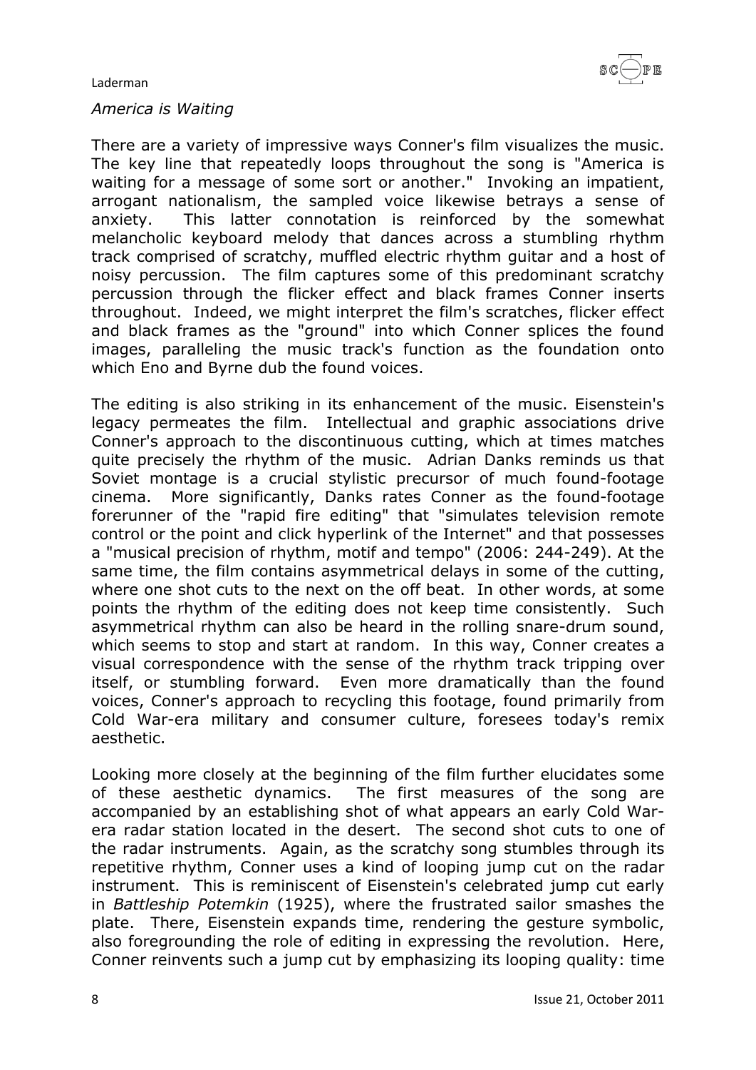*America is Waiting*

There are a variety of impressive ways Conner's film visualizes the music. The key line that repeatedly loops throughout the song is "America is waiting for a message of some sort or another." Invoking an impatient, arrogant nationalism, the sampled voice likewise betrays a sense of anxiety. This latter connotation is reinforced by the somewhat melancholic keyboard melody that dances across a stumbling rhythm track comprised of scratchy, muffled electric rhythm guitar and a host of noisy percussion. The film captures some of this predominant scratchy percussion through the flicker effect and black frames Conner inserts throughout. Indeed, we might interpret the film's scratches, flicker effect and black frames as the "ground" into which Conner splices the found images, paralleling the music track's function as the foundation onto which Eno and Byrne dub the found voices.

The editing is also striking in its enhancement of the music. Eisenstein's legacy permeates the film. Intellectual and graphic associations drive Conner's approach to the discontinuous cutting, which at times matches quite precisely the rhythm of the music. Adrian Danks reminds us that Soviet montage is a crucial stylistic precursor of much found-footage cinema. More significantly, Danks rates Conner as the found-footage forerunner of the "rapid fire editing" that "simulates television remote control or the point and click hyperlink of the Internet" and that possesses a "musical precision of rhythm, motif and tempo" (2006: 244-249). At the same time, the film contains asymmetrical delays in some of the cutting, where one shot cuts to the next on the off beat. In other words, at some points the rhythm of the editing does not keep time consistently. Such asymmetrical rhythm can also be heard in the rolling snare-drum sound, which seems to stop and start at random. In this way, Conner creates a visual correspondence with the sense of the rhythm track tripping over itself, or stumbling forward. Even more dramatically than the found voices, Conner's approach to recycling this footage, found primarily from Cold War-era military and consumer culture, foresees today's remix aesthetic.

Looking more closely at the beginning of the film further elucidates some of these aesthetic dynamics. The first measures of the song are accompanied by an establishing shot of what appears an early Cold War-era radar station located in the desert. The second shot cuts to one of the radar instruments. Again, as the scratchy song stumbles through its repetitive rhythm, Conner uses a kind of looping jump cut on the radar instrument. This is reminiscent of Eisenstein's celebrated jump cut early in *Battleship Potemkin* (1925), where the frustrated sailor smashes the plate. There, Eisenstein expands time, rendering the gesture symbolic, also foregrounding the role of editing in expressing the revolution. Here, Conner reinvents such a jump cut by emphasizing its looping quality: time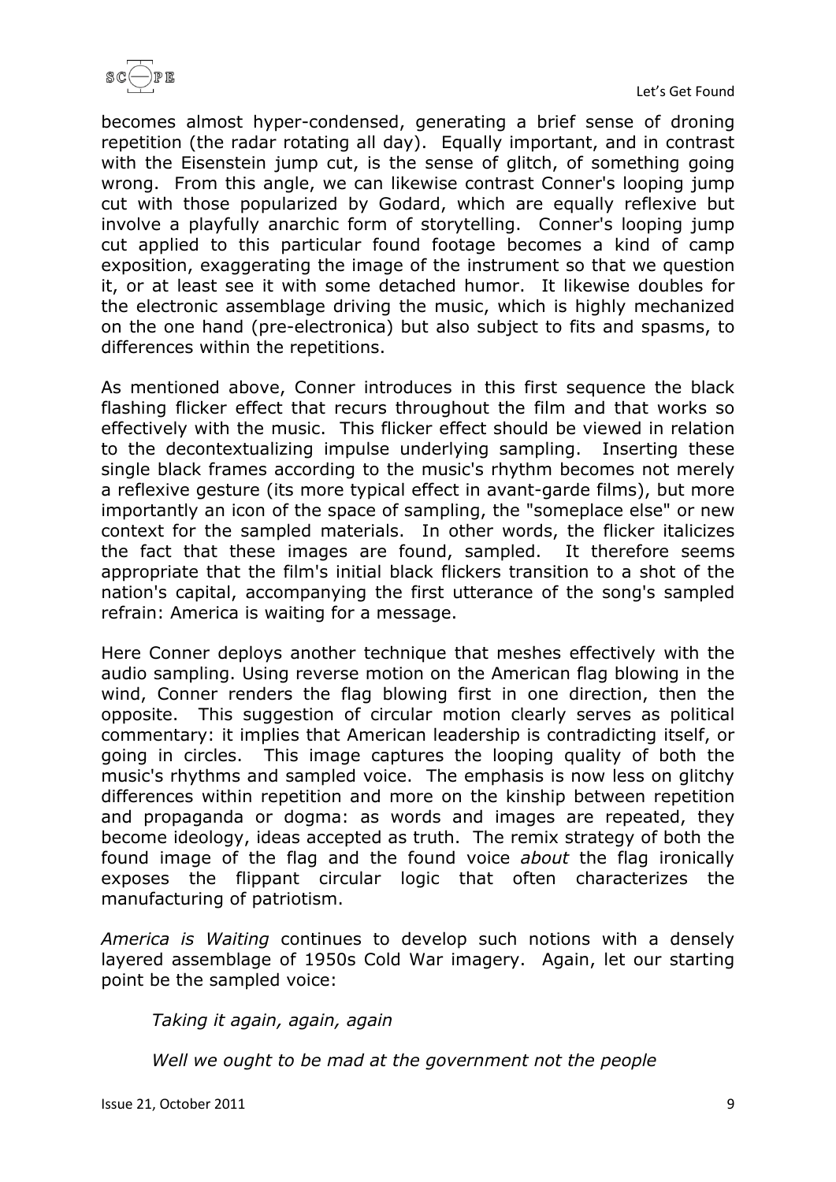becomes almost hyper-condensed, generating a brief sense of droning repetition (the radar rotating all day). Equally important, and in contrast with the Eisenstein jump cut, is the sense of glitch, of something going wrong. From this angle, we can likewise contrast Conner's looping jump cut with those popularized by Godard, which are equally reflexive but involve a playfully anarchic form of storytelling. Conner's looping jump cut applied to this particular found footage becomes a kind of camp exposition, exaggerating the image of the instrument so that we question it, or at least see it with some detached humor. It likewise doubles for the electronic assemblage driving the music, which is highly mechanized on the one hand (pre-electronica) but also subject to fits and spasms, to differences within the repetitions.

As mentioned above, Conner introduces in this first sequence the black flashing flicker effect that recurs throughout the film and that works so effectively with the music. This flicker effect should be viewed in relation to the decontextualizing impulse underlying sampling. Inserting these single black frames according to the music's rhythm becomes not merely a reflexive gesture (its more typical effect in avant-garde films), but more importantly an icon of the space of sampling, the "someplace else" or new context for the sampled materials. In other words, the flicker italicizes the fact that these images are found, sampled. It therefore seems appropriate that the film's initial black flickers transition to a shot of the nation's capital, accompanying the first utterance of the song's sampled refrain: America is waiting for a message.

Here Conner deploys another technique that meshes effectively with the audio sampling. Using reverse motion on the American flag blowing in the wind, Conner renders the flag blowing first in one direction, then the opposite. This suggestion of circular motion clearly serves as political commentary: it implies that American leadership is contradicting itself, or going in circles. This image captures the looping quality of both the music's rhythms and sampled voice. The emphasis is now less on glitchy differences within repetition and more on the kinship between repetition and propaganda or dogma: as words and images are repeated, they become ideology, ideas accepted as truth. The remix strategy of both the found image of the flag and the found voice *about* the flag ironically exposes the flippant circular logic that often characterizes the manufacturing of patriotism.

*America is Waiting* continues to develop such notions with a densely layered assemblage of 1950s Cold War imagery. Again, let our starting point be the sampled voice:

> *Taking it again, again, again*
>
> *Well we ought to be mad at the government not the people*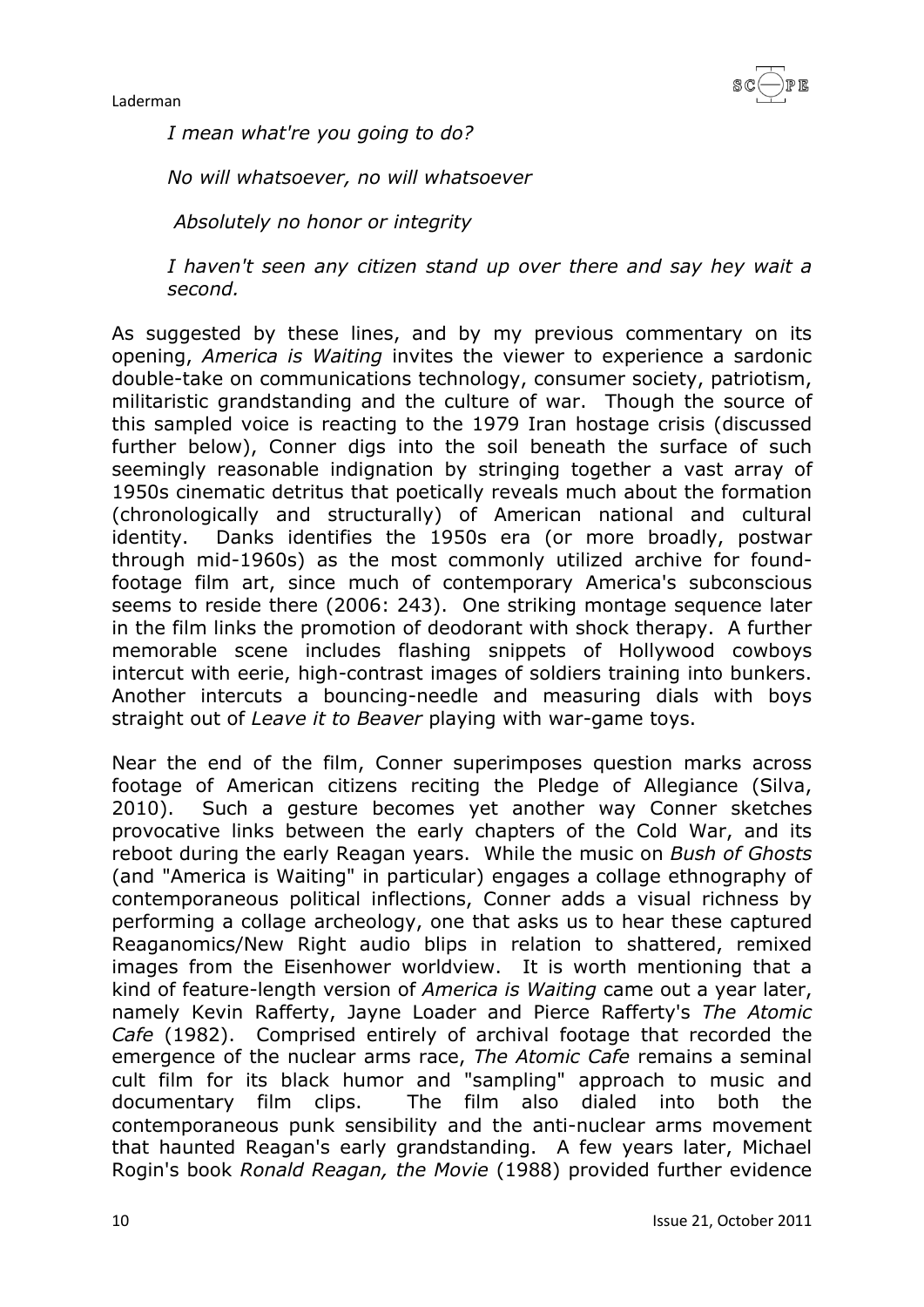*I mean what're you going to do?*

*No will whatsoever, no will whatsoever*

*Absolutely no honor or integrity*

*I haven't seen any citizen stand up over there and say hey wait a second.*

As suggested by these lines, and by my previous commentary on its opening, *America is Waiting* invites the viewer to experience a sardonic double-take on communications technology, consumer society, patriotism, militaristic grandstanding and the culture of war. Though the source of this sampled voice is reacting to the 1979 Iran hostage crisis (discussed further below), Conner digs into the soil beneath the surface of such seemingly reasonable indignation by stringing together a vast array of 1950s cinematic detritus that poetically reveals much about the formation (chronologically and structurally) of American national and cultural identity. Danks identifies the 1950s era (or more broadly, postwar through mid-1960s) as the most commonly utilized archive for found-footage film art, since much of contemporary America's subconscious seems to reside there (2006: 243). One striking montage sequence later in the film links the promotion of deodorant with shock therapy. A further memorable scene includes flashing snippets of Hollywood cowboys intercut with eerie, high-contrast images of soldiers training into bunkers. Another intercuts a bouncing-needle and measuring dials with boys straight out of *Leave it to Beaver* playing with war-game toys.

Near the end of the film, Conner superimposes question marks across footage of American citizens reciting the Pledge of Allegiance (Silva, 2010). Such a gesture becomes yet another way Conner sketches provocative links between the early chapters of the Cold War, and its reboot during the early Reagan years. While the music on *Bush of Ghosts* (and "America is Waiting" in particular) engages a collage ethnography of contemporaneous political inflections, Conner adds a visual richness by performing a collage archeology, one that asks us to hear these captured Reaganomics/New Right audio blips in relation to shattered, remixed images from the Eisenhower worldview. It is worth mentioning that a kind of feature-length version of *America is Waiting* came out a year later, namely Kevin Rafferty, Jayne Loader and Pierce Rafferty's *The Atomic Cafe* (1982). Comprised entirely of archival footage that recorded the emergence of the nuclear arms race, *The Atomic Cafe* remains a seminal cult film for its black humor and "sampling" approach to music and documentary film clips. The film also dialed into both the contemporaneous punk sensibility and the anti-nuclear arms movement that haunted Reagan's early grandstanding. A few years later, Michael Rogin's book *Ronald Reagan, the Movie* (1988) provided further evidence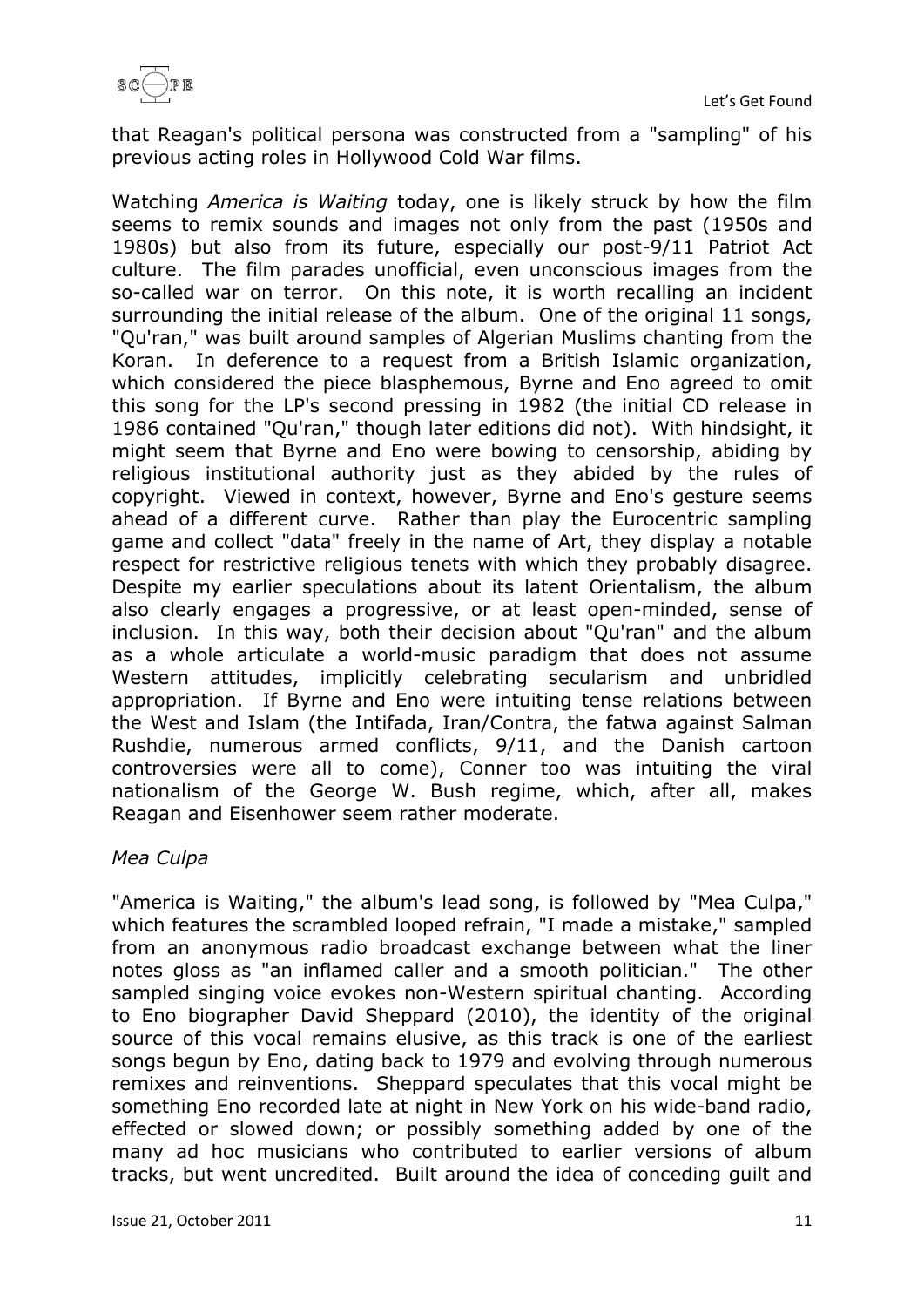that Reagan's political persona was constructed from a "sampling" of his previous acting roles in Hollywood Cold War films.

Watching *America is Waiting* today, one is likely struck by how the film seems to remix sounds and images not only from the past (1950s and 1980s) but also from its future, especially our post-9/11 Patriot Act culture. The film parades unofficial, even unconscious images from the so-called war on terror. On this note, it is worth recalling an incident surrounding the initial release of the album. One of the original 11 songs, "Qu'ran," was built around samples of Algerian Muslims chanting from the Koran. In deference to a request from a British Islamic organization, which considered the piece blasphemous, Byrne and Eno agreed to omit this song for the LP's second pressing in 1982 (the initial CD release in 1986 contained "Qu'ran," though later editions did not). With hindsight, it might seem that Byrne and Eno were bowing to censorship, abiding by religious institutional authority just as they abided by the rules of copyright. Viewed in context, however, Byrne and Eno's gesture seems ahead of a different curve. Rather than play the Eurocentric sampling game and collect "data" freely in the name of Art, they display a notable respect for restrictive religious tenets with which they probably disagree. Despite my earlier speculations about its latent Orientalism, the album also clearly engages a progressive, or at least open-minded, sense of inclusion. In this way, both their decision about "Qu'ran" and the album as a whole articulate a world-music paradigm that does not assume Western attitudes, implicitly celebrating secularism and unbridled appropriation. If Byrne and Eno were intuiting tense relations between the West and Islam (the Intifada, Iran/Contra, the fatwa against Salman Rushdie, numerous armed conflicts, 9/11, and the Danish cartoon controversies were all to come), Conner too was intuiting the viral nationalism of the George W. Bush regime, which, after all, makes Reagan and Eisenhower seem rather moderate.

*Mea Culpa*

"America is Waiting," the album's lead song, is followed by "Mea Culpa," which features the scrambled looped refrain, "I made a mistake," sampled from an anonymous radio broadcast exchange between what the liner notes gloss as "an inflamed caller and a smooth politician." The other sampled singing voice evokes non-Western spiritual chanting. According to Eno biographer David Sheppard (2010), the identity of the original source of this vocal remains elusive, as this track is one of the earliest songs begun by Eno, dating back to 1979 and evolving through numerous remixes and reinventions. Sheppard speculates that this vocal might be something Eno recorded late at night in New York on his wide-band radio, effected or slowed down; or possibly something added by one of the many ad hoc musicians who contributed to earlier versions of album tracks, but went uncredited. Built around the idea of conceding guilt and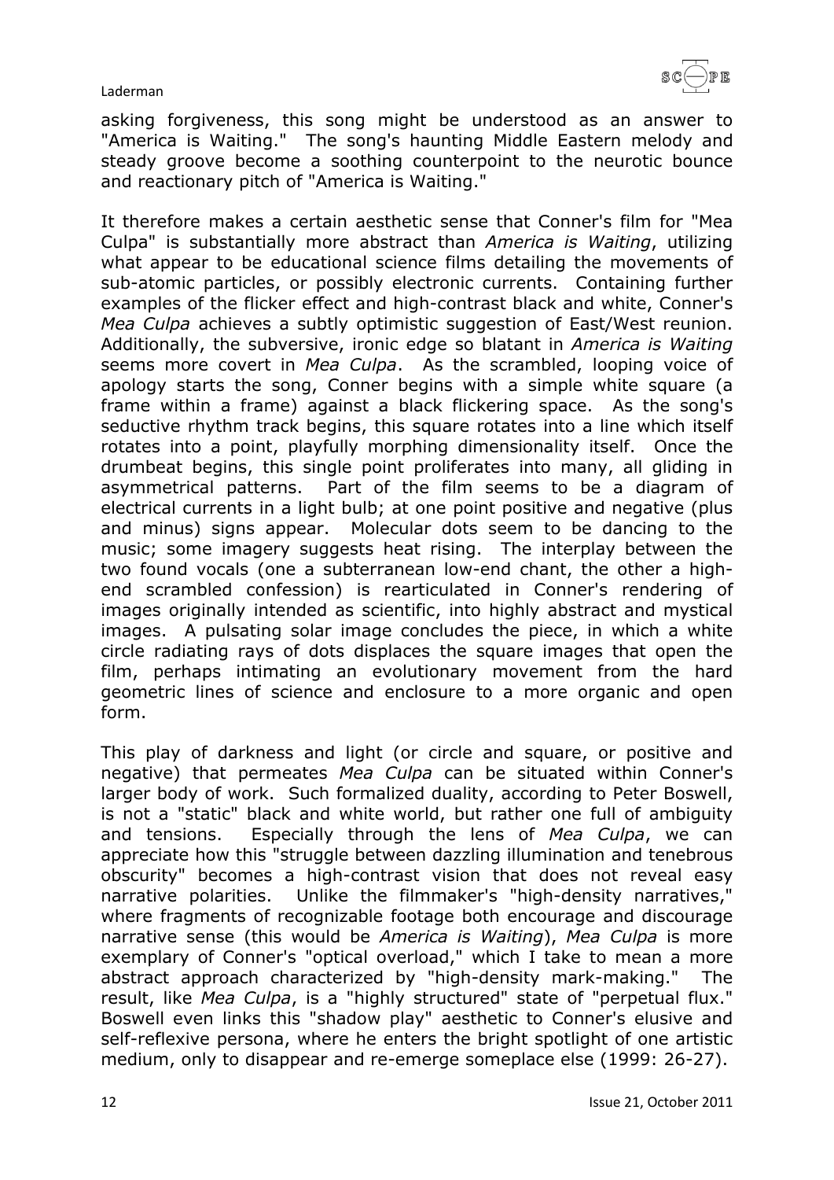asking forgiveness, this song might be understood as an answer to "America is Waiting." The song's haunting Middle Eastern melody and steady groove become a soothing counterpoint to the neurotic bounce and reactionary pitch of "America is Waiting."

It therefore makes a certain aesthetic sense that Conner's film for "Mea Culpa" is substantially more abstract than *America is Waiting*, utilizing what appear to be educational science films detailing the movements of sub-atomic particles, or possibly electronic currents. Containing further examples of the flicker effect and high-contrast black and white, Conner's *Mea Culpa* achieves a subtly optimistic suggestion of East/West reunion. Additionally, the subversive, ironic edge so blatant in *America is Waiting* seems more covert in *Mea Culpa*. As the scrambled, looping voice of apology starts the song, Conner begins with a simple white square (a frame within a frame) against a black flickering space. As the song's seductive rhythm track begins, this square rotates into a line which itself rotates into a point, playfully morphing dimensionality itself. Once the drumbeat begins, this single point proliferates into many, all gliding in asymmetrical patterns. Part of the film seems to be a diagram of electrical currents in a light bulb; at one point positive and negative (plus and minus) signs appear. Molecular dots seem to be dancing to the music; some imagery suggests heat rising. The interplay between the two found vocals (one a subterranean low-end chant, the other a high-end scrambled confession) is rearticulated in Conner's rendering of images originally intended as scientific, into highly abstract and mystical images. A pulsating solar image concludes the piece, in which a white circle radiating rays of dots displaces the square images that open the film, perhaps intimating an evolutionary movement from the hard geometric lines of science and enclosure to a more organic and open form.

This play of darkness and light (or circle and square, or positive and negative) that permeates *Mea Culpa* can be situated within Conner's larger body of work. Such formalized duality, according to Peter Boswell, is not a "static" black and white world, but rather one full of ambiguity and tensions. Especially through the lens of *Mea Culpa*, we can appreciate how this "struggle between dazzling illumination and tenebrous obscurity" becomes a high-contrast vision that does not reveal easy narrative polarities. Unlike the filmmaker's "high-density narratives," where fragments of recognizable footage both encourage and discourage narrative sense (this would be *America is Waiting*), *Mea Culpa* is more exemplary of Conner's "optical overload," which I take to mean a more abstract approach characterized by "high-density mark-making." The result, like *Mea Culpa*, is a "highly structured" state of "perpetual flux." Boswell even links this "shadow play" aesthetic to Conner's elusive and self-reflexive persona, where he enters the bright spotlight of one artistic medium, only to disappear and re-emerge someplace else (1999: 26-27).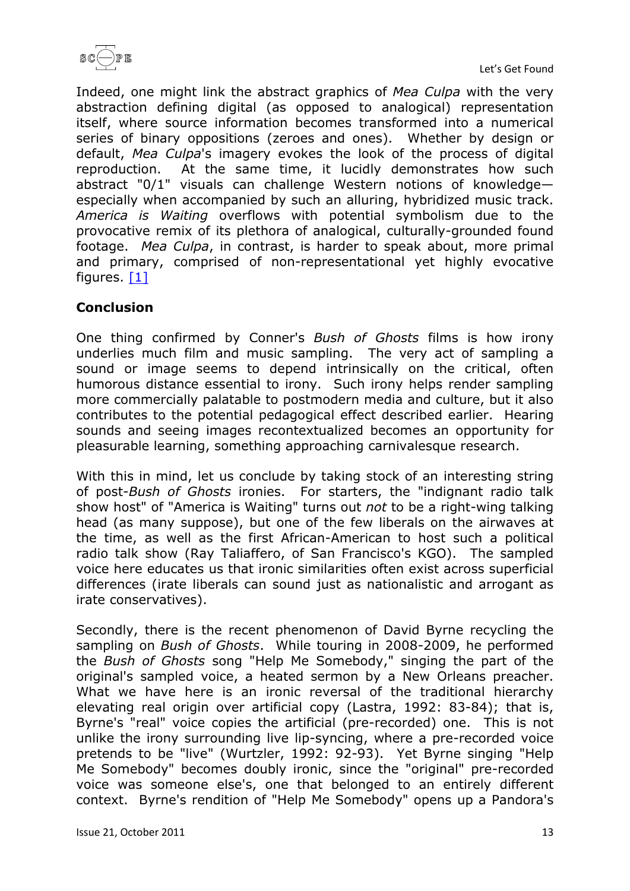Indeed, one might link the abstract graphics of *Mea Culpa* with the very abstraction defining digital (as opposed to analogical) representation itself, where source information becomes transformed into a numerical series of binary oppositions (zeroes and ones). Whether by design or default, *Mea Culpa*'s imagery evokes the look of the process of digital reproduction. At the same time, it lucidly demonstrates how such abstract "0/1" visuals can challenge Western notions of knowledge—especially when accompanied by such an alluring, hybridized music track. *America is Waiting* overflows with potential symbolism due to the provocative remix of its plethora of analogical, culturally-grounded found footage. *Mea Culpa*, in contrast, is harder to speak about, more primal and primary, comprised of non-representational yet highly evocative figures. [1]

## Conclusion

One thing confirmed by Conner's *Bush of Ghosts* films is how irony underlies much film and music sampling. The very act of sampling a sound or image seems to depend intrinsically on the critical, often humorous distance essential to irony. Such irony helps render sampling more commercially palatable to postmodern media and culture, but it also contributes to the potential pedagogical effect described earlier. Hearing sounds and seeing images recontextualized becomes an opportunity for pleasurable learning, something approaching carnivalesque research.

With this in mind, let us conclude by taking stock of an interesting string of post-*Bush of Ghosts* ironies. For starters, the "indignant radio talk show host" of "America is Waiting" turns out *not* to be a right-wing talking head (as many suppose), but one of the few liberals on the airwaves at the time, as well as the first African-American to host such a political radio talk show (Ray Taliaffero, of San Francisco's KGO). The sampled voice here educates us that ironic similarities often exist across superficial differences (irate liberals can sound just as nationalistic and arrogant as irate conservatives).

Secondly, there is the recent phenomenon of David Byrne recycling the sampling on *Bush of Ghosts*. While touring in 2008-2009, he performed the *Bush of Ghosts* song "Help Me Somebody," singing the part of the original's sampled voice, a heated sermon by a New Orleans preacher. What we have here is an ironic reversal of the traditional hierarchy elevating real origin over artificial copy (Lastra, 1992: 83-84); that is, Byrne's "real" voice copies the artificial (pre-recorded) one. This is not unlike the irony surrounding live lip-syncing, where a pre-recorded voice pretends to be "live" (Wurtzler, 1992: 92-93). Yet Byrne singing "Help Me Somebody" becomes doubly ironic, since the "original" pre-recorded voice was someone else's, one that belonged to an entirely different context. Byrne's rendition of "Help Me Somebody" opens up a Pandora's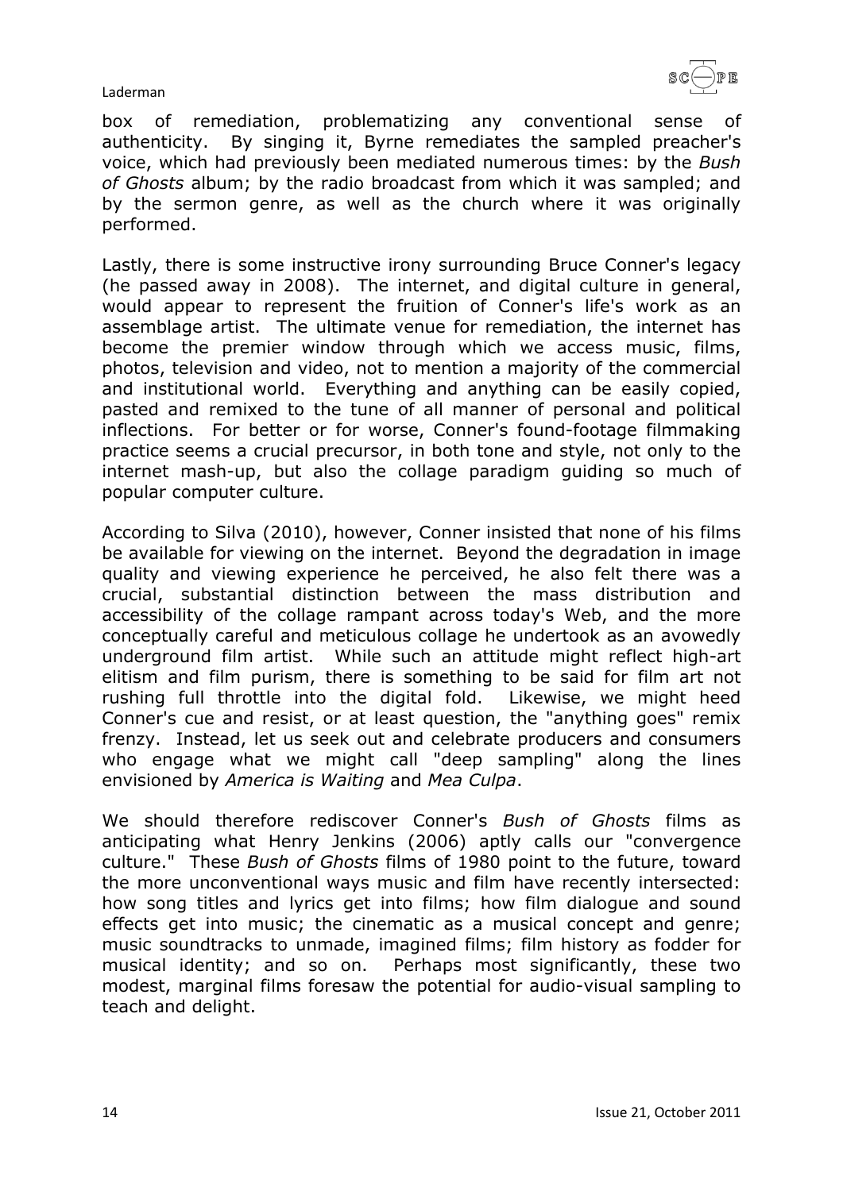box of remediation, problematizing any conventional sense of authenticity. By singing it, Byrne remediates the sampled preacher's voice, which had previously been mediated numerous times: by the *Bush of Ghosts* album; by the radio broadcast from which it was sampled; and by the sermon genre, as well as the church where it was originally performed.

Lastly, there is some instructive irony surrounding Bruce Conner's legacy (he passed away in 2008). The internet, and digital culture in general, would appear to represent the fruition of Conner's life's work as an assemblage artist. The ultimate venue for remediation, the internet has become the premier window through which we access music, films, photos, television and video, not to mention a majority of the commercial and institutional world. Everything and anything can be easily copied, pasted and remixed to the tune of all manner of personal and political inflections. For better or for worse, Conner's found-footage filmmaking practice seems a crucial precursor, in both tone and style, not only to the internet mash-up, but also the collage paradigm guiding so much of popular computer culture.

According to Silva (2010), however, Conner insisted that none of his films be available for viewing on the internet. Beyond the degradation in image quality and viewing experience he perceived, he also felt there was a crucial, substantial distinction between the mass distribution and accessibility of the collage rampant across today's Web, and the more conceptually careful and meticulous collage he undertook as an avowedly underground film artist. While such an attitude might reflect high-art elitism and film purism, there is something to be said for film art not rushing full throttle into the digital fold. Likewise, we might heed Conner's cue and resist, or at least question, the "anything goes" remix frenzy. Instead, let us seek out and celebrate producers and consumers who engage what we might call "deep sampling" along the lines envisioned by *America is Waiting* and *Mea Culpa*.

We should therefore rediscover Conner's *Bush of Ghosts* films as anticipating what Henry Jenkins (2006) aptly calls our "convergence culture." These *Bush of Ghosts* films of 1980 point to the future, toward the more unconventional ways music and film have recently intersected: how song titles and lyrics get into films; how film dialogue and sound effects get into music; the cinematic as a musical concept and genre; music soundtracks to unmade, imagined films; film history as fodder for musical identity; and so on. Perhaps most significantly, these two modest, marginal films foresaw the potential for audio-visual sampling to teach and delight.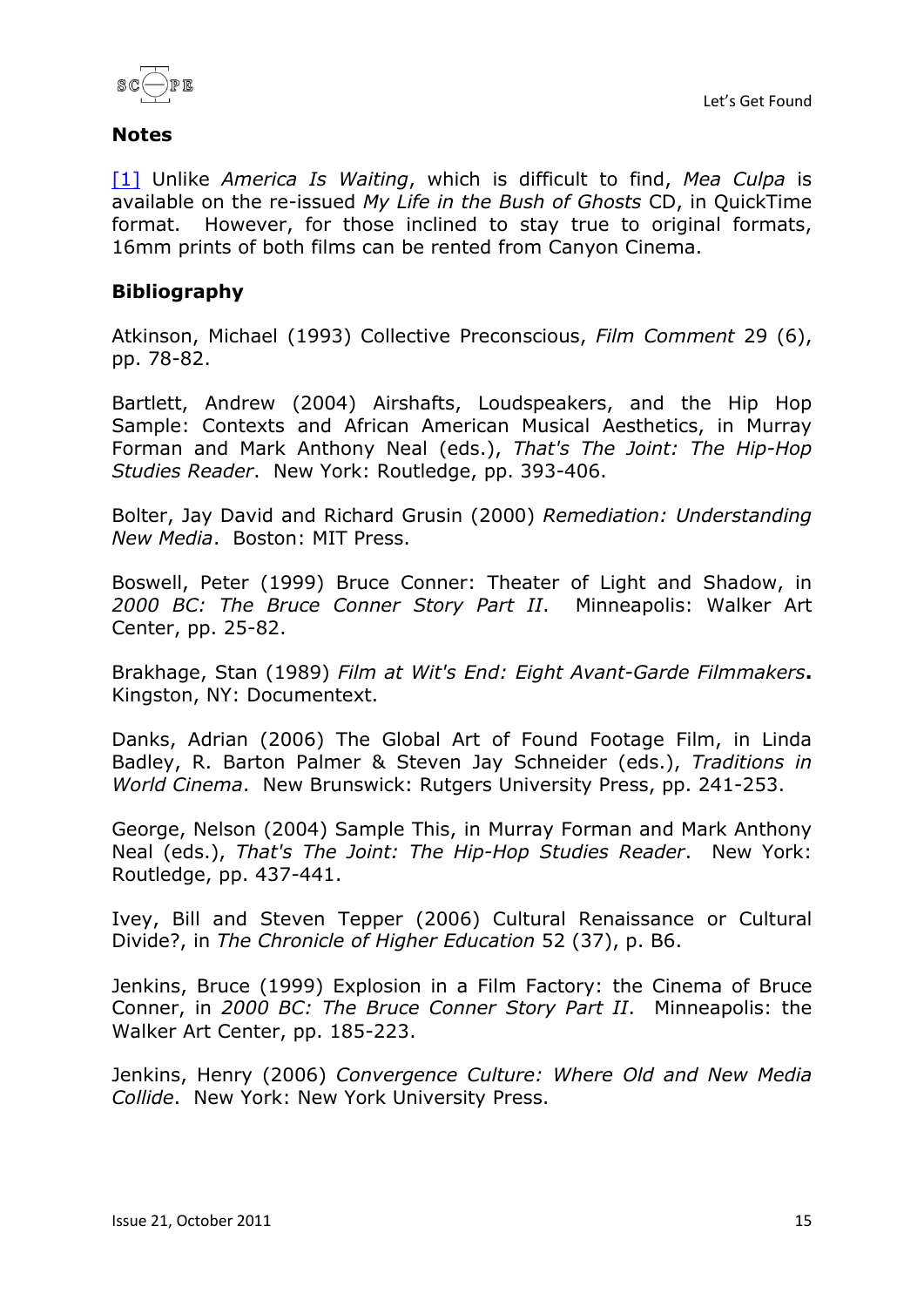## Notes

[1] Unlike *America Is Waiting*, which is difficult to find, *Mea Culpa* is available on the re-issued *My Life in the Bush of Ghosts* CD, in QuickTime format. However, for those inclined to stay true to original formats, 16mm prints of both films can be rented from Canyon Cinema.

## Bibliography

Atkinson, Michael (1993) Collective Preconscious, *Film Comment* 29 (6), pp. 78-82.

Bartlett, Andrew (2004) Airshafts, Loudspeakers, and the Hip Hop Sample: Contexts and African American Musical Aesthetics, in Murray Forman and Mark Anthony Neal (eds.), *That's The Joint: The Hip-Hop Studies Reader*. New York: Routledge, pp. 393-406.

Bolter, Jay David and Richard Grusin (2000) *Remediation: Understanding New Media*. Boston: MIT Press.

Boswell, Peter (1999) Bruce Conner: Theater of Light and Shadow, in *2000 BC: The Bruce Conner Story Part II*. Minneapolis: Walker Art Center, pp. 25-82.

Brakhage, Stan (1989) *Film at Wit's End: Eight Avant-Garde Filmmakers***.** Kingston, NY: Documentext.

Danks, Adrian (2006) The Global Art of Found Footage Film, in Linda Badley, R. Barton Palmer & Steven Jay Schneider (eds.), *Traditions in World Cinema*. New Brunswick: Rutgers University Press, pp. 241-253.

George, Nelson (2004) Sample This, in Murray Forman and Mark Anthony Neal (eds.), *That's The Joint: The Hip-Hop Studies Reader*. New York: Routledge, pp. 437-441.

Ivey, Bill and Steven Tepper (2006) Cultural Renaissance or Cultural Divide?, in *The Chronicle of Higher Education* 52 (37), p. B6.

Jenkins, Bruce (1999) Explosion in a Film Factory: the Cinema of Bruce Conner, in *2000 BC: The Bruce Conner Story Part II*. Minneapolis: the Walker Art Center, pp. 185-223.

Jenkins, Henry (2006) *Convergence Culture: Where Old and New Media Collide*. New York: New York University Press.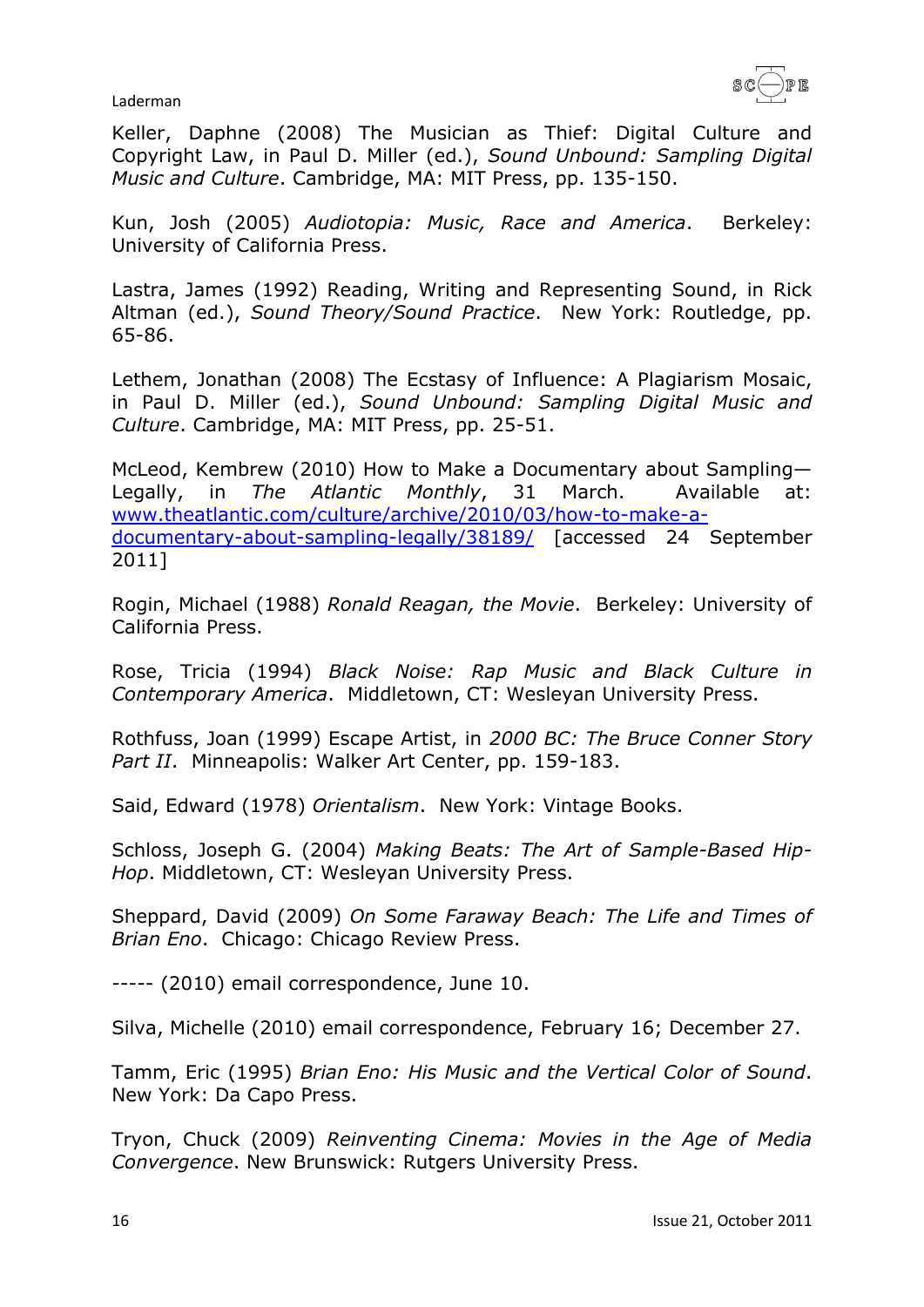Keller, Daphne (2008) The Musician as Thief: Digital Culture and Copyright Law, in Paul D. Miller (ed.), *Sound Unbound: Sampling Digital Music and Culture*. Cambridge, MA: MIT Press, pp. 135-150.

Kun, Josh (2005) *Audiotopia: Music, Race and America*. Berkeley: University of California Press.

Lastra, James (1992) Reading, Writing and Representing Sound, in Rick Altman (ed.), *Sound Theory/Sound Practice*. New York: Routledge, pp. 65-86.

Lethem, Jonathan (2008) The Ecstasy of Influence: A Plagiarism Mosaic, in Paul D. Miller (ed.), *Sound Unbound: Sampling Digital Music and Culture*. Cambridge, MA: MIT Press, pp. 25-51.

McLeod, Kembrew (2010) How to Make a Documentary about Sampling—Legally, in *The Atlantic Monthly*, 31 March. Available at: [www.theatlantic.com/culture/archive/2010/03/how-to-make-a-documentary-about-sampling-legally/38189/](www.theatlantic.com/culture/archive/2010/03/how-to-make-a-documentary-about-sampling-legally/38189/) [accessed 24 September 2011]

Rogin, Michael (1988) *Ronald Reagan, the Movie*. Berkeley: University of California Press.

Rose, Tricia (1994) *Black Noise: Rap Music and Black Culture in Contemporary America*. Middletown, CT: Wesleyan University Press.

Rothfuss, Joan (1999) Escape Artist, in *2000 BC: The Bruce Conner Story Part II*. Minneapolis: Walker Art Center, pp. 159-183.

Said, Edward (1978) *Orientalism*. New York: Vintage Books.

Schloss, Joseph G. (2004) *Making Beats: The Art of Sample-Based Hip-Hop*. Middletown, CT: Wesleyan University Press.

Sheppard, David (2009) *On Some Faraway Beach: The Life and Times of Brian Eno*. Chicago: Chicago Review Press.

----- (2010) email correspondence, June 10.

Silva, Michelle (2010) email correspondence, February 16; December 27.

Tamm, Eric (1995) *Brian Eno: His Music and the Vertical Color of Sound*. New York: Da Capo Press.

Tryon, Chuck (2009) *Reinventing Cinema: Movies in the Age of Media Convergence*. New Brunswick: Rutgers University Press.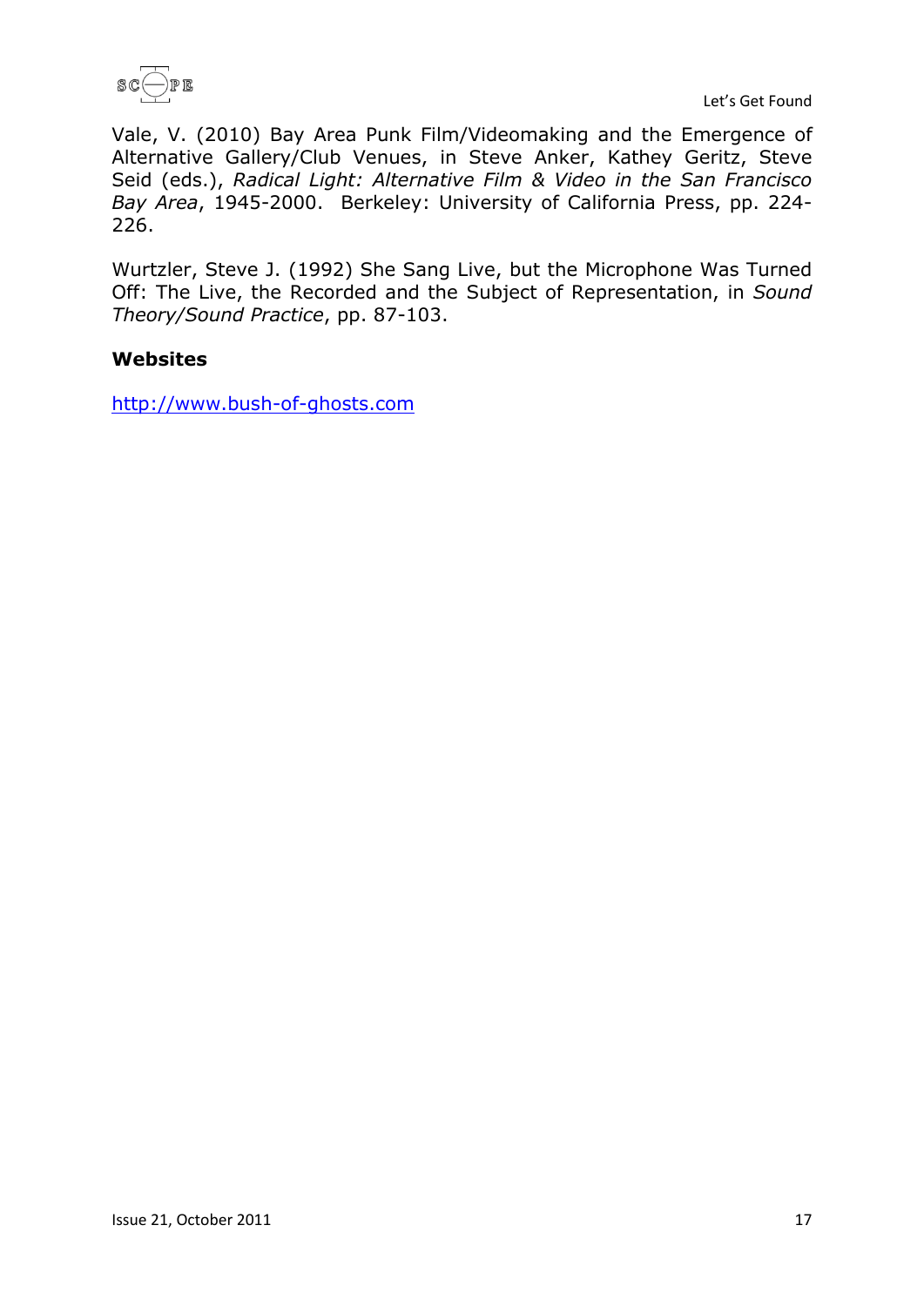Vale, V. (2010) Bay Area Punk Film/Videomaking and the Emergence of Alternative Gallery/Club Venues, in Steve Anker, Kathey Geritz, Steve Seid (eds.), *Radical Light: Alternative Film & Video in the San Francisco Bay Area*, 1945-2000. Berkeley: University of California Press, pp. 224-226.

Wurtzler, Steve J. (1992) She Sang Live, but the Microphone Was Turned Off: The Live, the Recorded and the Subject of Representation, in *Sound Theory/Sound Practice*, pp. 87-103.

**Websites**

http://www.bush-of-ghosts.com